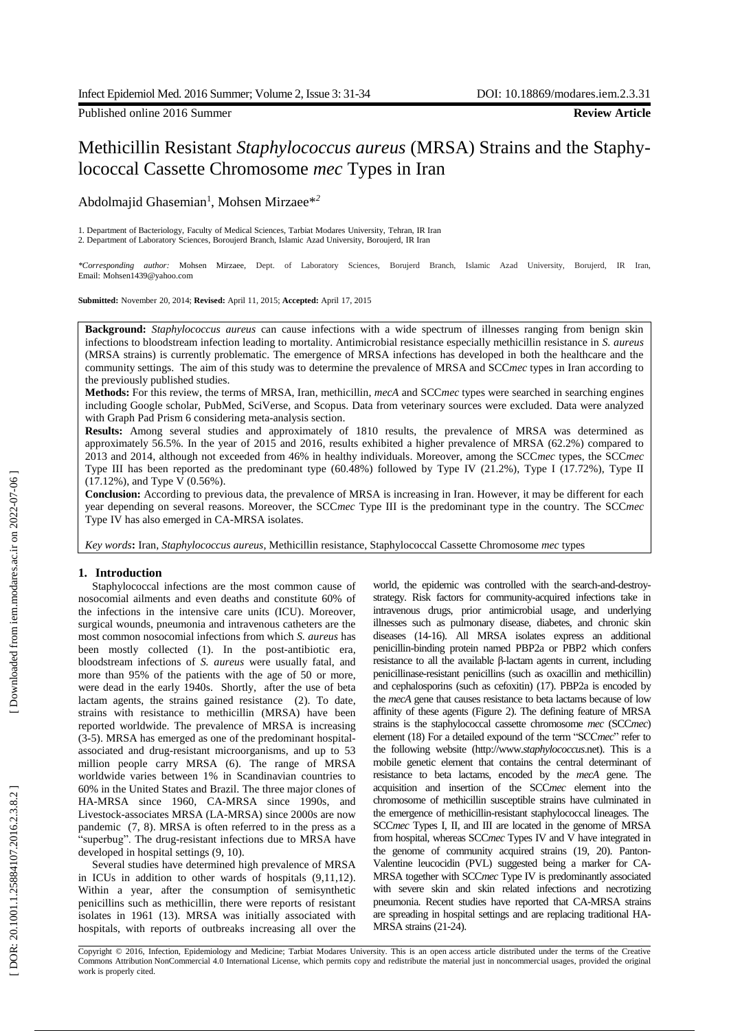Published online 2016 Summer **Review Article**

# Methicillin Resistant *Staphylococcus aureus* (MRSA) Strains and the Staphylococcal Cassette Chromosome *mec* Types in Iran

Abdolmajid Ghasemian[1], Mohsen Mirzaee*[2]

1. Department of Bacteriology, Faculty of Medical Sciences, Tarbiat Modares University, Tehran, IR Iran
2. Department of Laboratory Sciences, Boroujerd Branch, Islamic Azad University, Boroujerd, IR Iran

*\*Corresponding author:* Mohsen Mirzaee, Dept. of Laboratory Sciences, Borujerd Branch, Islamic Azad University, Borujerd, IR Iran, Email: Mohsen1439@yahoo.com

**Submitted:** November 20, 2014; **Revised:** April 11, 2015; **Accepted:** April 17, 2015

**Background:** *Staphylococcus aureus* can cause infections with a wide spectrum of illnesses ranging from benign skin infections to bloodstream infection leading to mortality. Antimicrobial resistance especially methicillin resistance in *S. aureus* (MRSA strains) is currently problematic. The emergence of MRSA infections has developed in both the healthcare and the community settings. The aim of this study was to determine the prevalence of MRSA and SCC*mec* types in Iran according to the previously published studies.

**Methods:** For this review, the terms of MRSA, Iran, methicillin, *mecA* and SCC*mec* types were searched in searching engines including Google scholar, PubMed, SciVerse, and Scopus. Data from veterinary sources were excluded. Data were analyzed with Graph Pad Prism 6 considering meta-analysis section.

**Results:** Among several studies and approximately of 1810 results, the prevalence of MRSA was determined as approximately 56.5%. In the year of 2015 and 2016, results exhibited a higher prevalence of MRSA (62.2%) compared to 2013 and 2014, although not exceeded from 46% in healthy individuals. Moreover, among the SCC*mec* types, the SCC*mec* Type III has been reported as the predominant type (60.48%) followed by Type IV (21.2%), Type I (17.72%), Type II (17.12%), and Type V (0.56%).

**Conclusion:** According to previous data, the prevalence of MRSA is increasing in Iran. However, it may be different for each year depending on several reasons. Moreover, the SCC*mec* Type III is the predominant type in the country. The SCC*mec* Type IV has also emerged in CA-MRSA isolates.

*Key words***:** Iran, *Staphylococcus aureus*, Methicillin resistance, Staphylococcal Cassette Chromosome *mec* types

## 1. Introduction

Staphylococcal infections are the most common cause of nosocomial ailments and even deaths and constitute 60% of the infections in the intensive care units (ICU). Moreover, surgical wounds, pneumonia and intravenous catheters are the most common nosocomial infections from which *S. aureus* has been mostly collected (1). In the post-antibiotic era, bloodstream infections of *S. aureus* were usually fatal, and more than 95% of the patients with the age of 50 or more, were dead in the early 1940s. Shortly, after the use of beta lactam agents, the strains gained resistance (2). To date, strains with resistance to methicillin (MRSA) have been reported worldwide. The prevalence of MRSA is increasing (3-5). MRSA has emerged as one of the predominant hospital-associated and drug-resistant microorganisms, and up to 53 million people carry MRSA (6). The range of MRSA worldwide varies between 1% in Scandinavian countries to 60% in the United States and Brazil. The three major clones of HA-MRSA since 1960, CA-MRSA since 1990s, and Livestock-associates MRSA (LA-MRSA) since 2000s are now pandemic (7, 8). MRSA is often referred to in the press as a "superbug". The drug-resistant infections due to MRSA have developed in hospital settings (9, 10).

Several studies have determined high prevalence of MRSA in ICUs in addition to other wards of hospitals (9,11,12). Within a year, after the consumption of semisynthetic penicillins such as methicillin, there were reports of resistant isolates in 1961 (13). MRSA was initially associated with hospitals, with reports of outbreaks increasing all over the world, the epidemic was controlled with the search-and-destroy-strategy. Risk factors for community-acquired infections take in intravenous drugs, prior antimicrobial usage, and underlying illnesses such as pulmonary disease, diabetes, and chronic skin diseases (14-16). All MRSA isolates express an additional penicillin-binding protein named PBP2a or PBP2 which confers resistance to all the available β-lactam agents in current, including penicillinase-resistant penicillins (such as oxacillin and methicillin) and cephalosporins (such as cefoxitin) (17). PBP2a is encoded by the *mecA* gene that causes resistance to beta lactams because of low affinity of these agents (Figure 2). The defining feature of MRSA strains is the staphylococcal cassette chromosome *mec* (SCC*mec*) element (18) For a detailed expound of the term "SCC*mec*" refer to the following website (http://www.*staphylococcus*.net). This is a mobile genetic element that contains the central determinant of resistance to beta lactams, encoded by the *mecA* gene. The acquisition and insertion of the SCC*mec* element into the chromosome of methicillin susceptible strains have culminated in the emergence of methicillin-resistant staphylococcal lineages. The SCC*mec* Types I, II, and III are located in the genome of MRSA from hospital, whereas SCC*mec* Types IV and V have integrated in the genome of community acquired strains (19, 20). Panton-Valentine leucocidin (PVL) suggested being a marker for CA-MRSA together with SCC*mec* Type IV is predominantly associated with severe skin and skin related infections and necrotizing pneumonia. Recent studies have reported that CA-MRSA strains are spreading in hospital settings and are replacing traditional HA-MRSA strains (21-24).

Copyright © 2016, Infection, Epidemiology and Medicine; Tarbiat Modares University. This is an open access article distributed under the terms of the Creative Commons Attribution NonCommercial 4.0 International License, which permits copy and redistribute the material just in noncommercial usages, provided the original work is properly cited.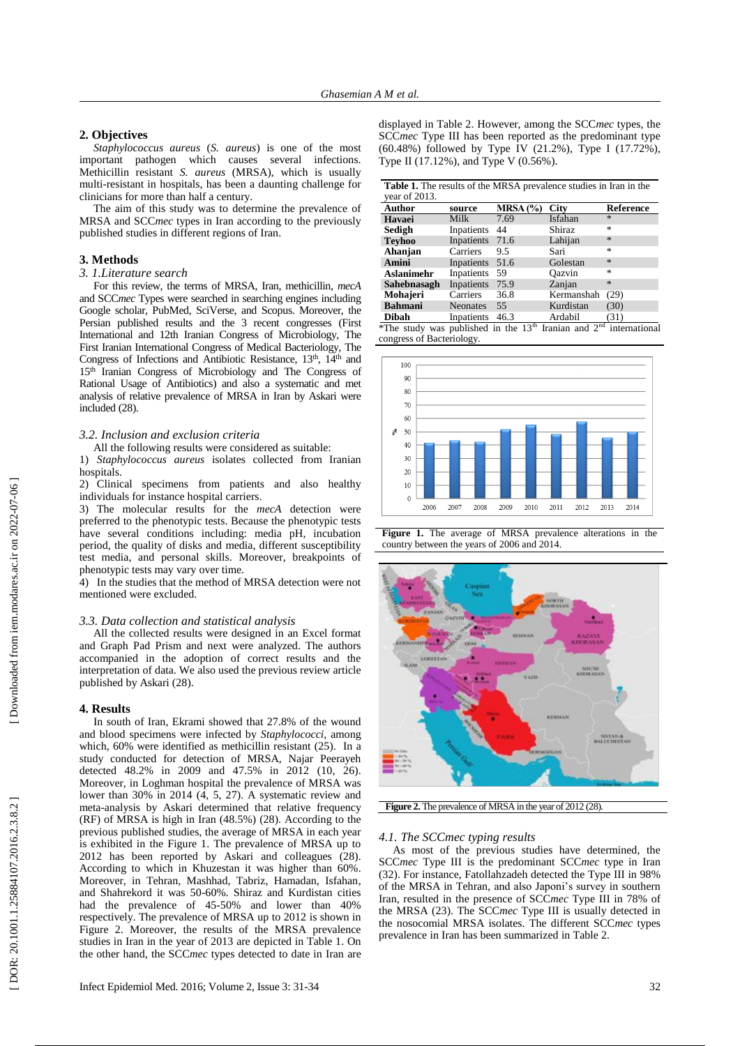## 2. Objectives

*Staphylococcus aureus* (*S. aureus*) is one of the most important pathogen which causes several infections. Methicillin resistant *S. aureus* (MRSA), which is usually multi-resistant in hospitals, has been a daunting challenge for clinicians for more than half a century.

The aim of this study was to determine the prevalence of MRSA and SCC*mec* types in Iran according to the previously published studies in different regions of Iran.

## 3. Methods

### 3. 1.Literature search

For this review, the terms of MRSA, Iran, methicillin, *mecA* and SCC*mec* Types were searched in searching engines including Google scholar, PubMed, SciVerse, and Scopus. Moreover, the Persian published results and the 3 recent congresses (First International and 12th Iranian Congress of Microbiology, The First Iranian International Congress of Medical Bacteriology, The Congress of Infections and Antibiotic Resistance, 13th, 14th and 15th Iranian Congress of Microbiology and The Congress of Rational Usage of Antibiotics) and also a systematic and met analysis of relative prevalence of MRSA in Iran by Askari were included (28).

### 3.2. Inclusion and exclusion criteria

All the following results were considered as suitable:

1) *Staphylococcus aureus* isolates collected from Iranian hospitals.

2) Clinical specimens from patients and also healthy individuals for instance hospital carriers.

3) The molecular results for the *mecA* detection were preferred to the phenotypic tests. Because the phenotypic tests have several conditions including: media pH, incubation period, the quality of disks and media, different susceptibility test media, and personal skills. Moreover, breakpoints of phenotypic tests may vary over time.

4) In the studies that the method of MRSA detection were not mentioned were excluded.

### 3.3. Data collection and statistical analysis

All the collected results were designed in an Excel format and Graph Pad Prism and next were analyzed. The authors accompanied in the adoption of correct results and the interpretation of data. We also used the previous review article published by Askari (28).

## 4. Results

In south of Iran, Ekrami showed that 27.8% of the wound and blood specimens were infected by *Staphylococci*, among which, 60% were identified as methicillin resistant (25). In a study conducted for detection of MRSA, Najar Peerayeh detected 48.2% in 2009 and 47.5% in 2012 (10, 26). Moreover, in Loghman hospital the prevalence of MRSA was lower than 30% in 2014 (4, 5, 27). A systematic review and meta-analysis by Askari determined that relative frequency (RF) of MRSA is high in Iran (48.5%) (28). According to the previous published studies, the average of MRSA in each year is exhibited in the Figure 1. The prevalence of MRSA up to 2012 has been reported by Askari and colleagues (28). According to which in Khuzestan it was higher than 60%. Moreover, in Tehran, Mashhad, Tabriz, Hamadan, Isfahan, and Shahrekord it was 50-60%. Shiraz and Kurdistan cities had the prevalence of 45-50% and lower than 40% respectively. The prevalence of MRSA up to 2012 is shown in Figure 2. Moreover, the results of the MRSA prevalence studies in Iran in the year of 2013 are depicted in Table 1. On the other hand, the SCC*mec* types detected to date in Iran are displayed in Table 2. However, among the SCC*mec* types, the SCC*mec* Type III has been reported as the predominant type (60.48%) followed by Type IV (21.2%), Type I (17.72%), Type II (17.12%), and Type V (0.56%).

**Table 1.** The results of the MRSA prevalence studies in Iran in the year of 2013.

| Author | source | MRSA (%) | City | Reference |
|---|---|---|---|---|
| **Havaei** | Milk | 7.69 | Isfahan | * |
| **Sedigh** | Inpatients | 44 | Shiraz | * |
| **Teyhoo** | Inpatients | 71.6 | Lahijan | * |
| **Ahanjan** | Carriers | 9.5 | Sari | * |
| **Amini** | Inpatients | 51.6 | Golestan | * |
| **Aslanimehr** | Inpatients | 59 | Qazvin | * |
| **Sahebnasagh** | Inpatients | 75.9 | Zanjan | * |
| **Mohajeri** | Carriers | 36.8 | Kermanshah | (29) |
| **Bahmani** | Neonates | 55 | Kurdistan | (30) |
| **Dibah** | Inpatients | 46.3 | Ardabil | (31) |

*The study was published in the 13th Iranian and 2nd international congress of Bacteriology.

**Figure 1.** The average of MRSA prevalence alterations in the country between the years of 2006 and 2014.

**Figure 2.** The prevalence of MRSA in the year of 2012 (28).

### 4.1. The SCCmec typing results

As most of the previous studies have determined, the SCC*mec* Type III is the predominant SCC*mec* type in Iran (32). For instance, Fatollahzadeh detected the Type III in 98% of the MRSA in Tehran, and also Japoni's survey in southern Iran, resulted in the presence of SCC*mec* Type III in 78% of the MRSA (23). The SCC*mec* Type III is usually detected in the nosocomial MRSA isolates. The different SCC*mec* types prevalence in Iran has been summarized in Table 2.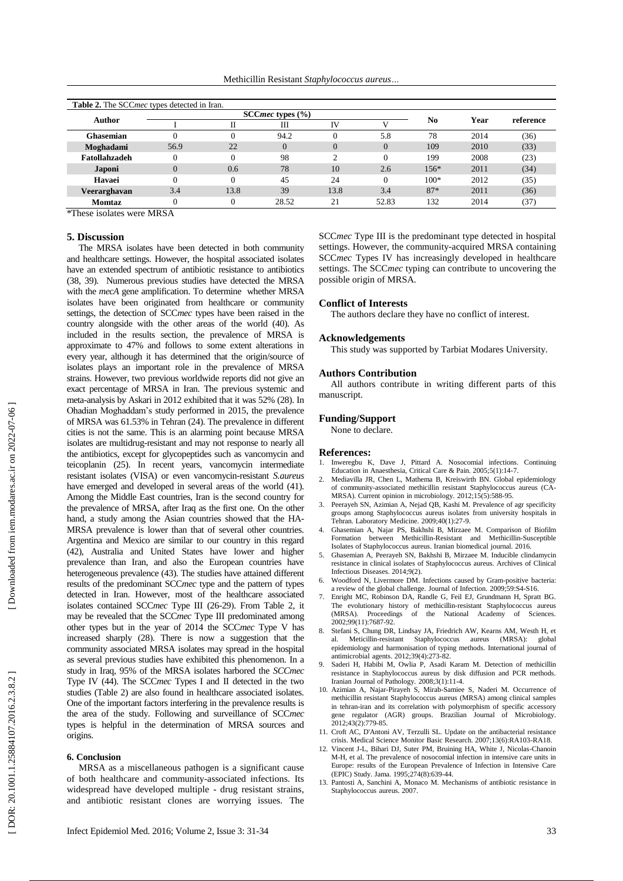**Table 2.** The SCC*mec* types detected in Iran.

| Author | SCC*mec* types (%) | | | | | No | Year | reference |
|---|---|---|---|---|---|---|---|---|
| | I | II | III | IV | V | | | |
| **Ghasemian** | 0 | 0 | 94.2 | 0 | 5.8 | 78 | 2014 | (36) |
| **Moghadami** | 56.9 | 22 | 0 | 0 | 0 | 109 | 2010 | (33) |
| **Fatollahzadeh** | 0 | 0 | 98 | 2 | 0 | 199 | 2008 | (23) |
| **Japoni** | 0 | 0.6 | 78 | 10 | 2.6 | 156* | 2011 | (34) |
| **Havaei** | 0 | 0 | 45 | 24 | 0 | 100* | 2012 | (35) |
| **Veerarghavan** | 3.4 | 13.8 | 39 | 13.8 | 3.4 | 87* | 2011 | (36) |
| **Momtaz** | 0 | 0 | 28.52 | 21 | 52.83 | 132 | 2014 | (37) |

*These isolates were MRSA

## 5. Discussion

The MRSA isolates have been detected in both community and healthcare settings. However, the hospital associated isolates have an extended spectrum of antibiotic resistance to antibiotics (38, 39). Numerous previous studies have detected the MRSA with the *mecA* gene amplification. To determine whether MRSA isolates have been originated from healthcare or community settings, the detection of SCC*mec* types have been raised in the country alongside with the other areas of the world (40). As included in the results section, the prevalence of MRSA is approximate to 47% and follows to some extent alterations in every year, although it has determined that the origin/source of isolates plays an important role in the prevalence of MRSA strains. However, two previous worldwide reports did not give an exact percentage of MRSA in Iran. The previous systemic and meta-analysis by Askari in 2012 exhibited that it was 52% (28). In Ohadian Moghaddam's study performed in 2015, the prevalence of MRSA was 61.53% in Tehran (24). The prevalence in different cities is not the same. This is an alarming point because MRSA isolates are multidrug-resistant and may not response to nearly all the antibiotics, except for glycopeptides such as vancomycin and teicoplanin (25). In recent years, vancomycin intermediate resistant isolates (VISA) or even vancomycin-resistant *S.aureus* have emerged and developed in several areas of the world (41). Among the Middle East countries, Iran is the second country for the prevalence of MRSA, after Iraq as the first one. On the other hand, a study among the Asian countries showed that the HA-MRSA prevalence is lower than that of several other countries. Argentina and Mexico are similar to our country in this regard (42), Australia and United States have lower and higher prevalence than Iran, and also the European countries have heterogeneous prevalence (43). The studies have attained different results of the predominant SCC*mec* type and the pattern of types detected in Iran. However, most of the healthcare associated isolates contained SCC*mec* Type III (26-29). From Table 2, it may be revealed that the SCC*mec* Type III predominated among other types but in the year of 2014 the SCC*mec* Type V has increased sharply (28). There is now a suggestion that the community associated MRSA isolates may spread in the hospital as several previous studies have exhibited this phenomenon. In a study in Iraq, 95% of the MRSA isolates harbored the *SCCmec* Type IV (44). The SCC*mec* Types I and II detected in the two studies (Table 2) are also found in healthcare associated isolates. One of the important factors interfering in the prevalence results is the area of the study. Following and surveillance of SCC*mec* types is helpful in the determination of MRSA sources and origins.

## 6. Conclusion

MRSA as a miscellaneous pathogen is a significant cause of both healthcare and community-associated infections. Its widespread have developed multiple - drug resistant strains, and antibiotic resistant clones are worrying issues. The SCC*mec* Type III is the predominant type detected in hospital settings. However, the community-acquired MRSA containing SCC*mec* Types IV has increasingly developed in healthcare settings. The SCC*mec* typing can contribute to uncovering the possible origin of MRSA.

## Conflict of Interests

The authors declare they have no conflict of interest.

## Acknowledgements

This study was supported by Tarbiat Modares University.

## Authors Contribution

All authors contribute in writing different parts of this manuscript.

## Funding/Support

None to declare.

## References:

1. Inweregbu K, Dave J, Pittard A. Nosocomial infections. Continuing Education in Anaesthesia, Critical Care & Pain. 2005;5(1):14-7.
2. Mediavilla JR, Chen L, Mathema B, Kreiswirth BN. Global epidemiology of community-associated methicillin resistant Staphylococcus aureus (CA-MRSA). Current opinion in microbiology. 2012;15(5):588-95.
3. Peerayeh SN, Azimian A, Nejad QB, Kashi M. Prevalence of agr specificity groups among Staphylococcus aureus isolates from university hospitals in Tehran. Laboratory Medicine. 2009;40(1):27-9.
4. Ghasemian A, Najar PS, Bakhshi B, Mirzaee M. Comparison of Biofilm Formation between Methicillin-Resistant and Methicillin-Susceptible Isolates of Staphylococcus aureus. Iranian biomedical journal. 2016.
5. Ghasemian A, Peerayeh SN, Bakhshi B, Mirzaee M. Inducible clindamycin resistance in clinical isolates of Staphylococcus aureus. Archives of Clinical Infectious Diseases. 2014;9(2).
6. Woodford N, Livermore DM. Infections caused by Gram-positive bacteria: a review of the global challenge. Journal of Infection. 2009;59:S4-S16.
7. Enright MC, Robinson DA, Randle G, Feil EJ, Grundmann H, Spratt BG. The evolutionary history of methicillin-resistant Staphylococcus aureus (MRSA). Proceedings of the National Academy of Sciences. 2002;99(11):7687-92.
8. Stefani S, Chung DR, Lindsay JA, Friedrich AW, Kearns AM, Westh H, et al. Meticillin-resistant Staphylococcus aureus (MRSA): global epidemiology and harmonisation of typing methods. International journal of antimicrobial agents. 2012;39(4):273-82.
9. Saderi H, Habibi M, Owlia P, Asadi Karam M. Detection of methicillin resistance in Staphylococcus aureus by disk diffusion and PCR methods. Iranian Journal of Pathology. 2008;3(1):11-4.
10. Azimian A, Najar-Pirayeh S, Mirab-Samiee S, Naderi M. Occurrence of methicillin resistant Staphylococcus aureus (MRSA) among clinical samples in tehran-iran and its correlation with polymorphism of specific accessory gene regulator (AGR) groups. Brazilian Journal of Microbiology. 2012;43(2):779-85.
11. Croft AC, D'Antoni AV, Terzulli SL. Update on the antibacterial resistance crisis. Medical Science Monitor Basic Research. 2007;13(6):RA103-RA18.
12. Vincent J-L, Bihari DJ, Suter PM, Bruining HA, White J, Nicolas-Chanoin M-H, et al. The prevalence of nosocomial infection in intensive care units in Europe: results of the European Prevalence of Infection in Intensive Care (EPIC) Study. Jama. 1995;274(8):639-44.
13. Pantosti A, Sanchini A, Monaco M. Mechanisms of antibiotic resistance in Staphylococcus aureus. 2007.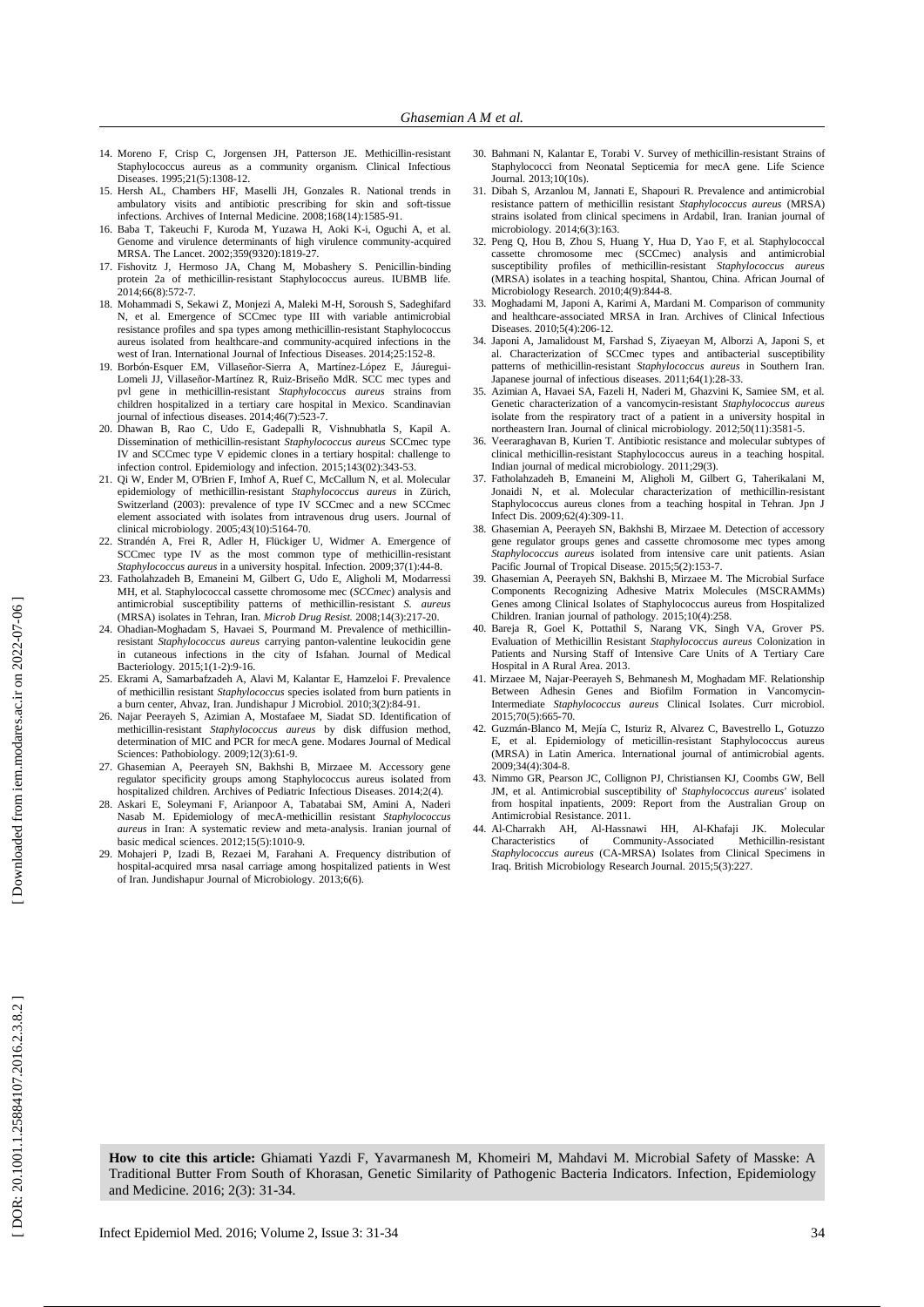14. Moreno F, Crisp C, Jorgensen JH, Patterson JE. Methicillin-resistant Staphylococcus aureus as a community organism. Clinical Infectious Diseases. 1995;21(5):1308-12.
15. Hersh AL, Chambers HF, Maselli JH, Gonzales R. National trends in ambulatory visits and antibiotic prescribing for skin and soft-tissue infections. Archives of Internal Medicine. 2008;168(14):1585-91.
16. Baba T, Takeuchi F, Kuroda M, Yuzawa H, Aoki K-i, Oguchi A, et al. Genome and virulence determinants of high virulence community-acquired MRSA. The Lancet. 2002;359(9320):1819-27.
17. Fishovitz J, Hermoso JA, Chang M, Mobashery S. Penicillin-binding protein 2a of methicillin-resistant Staphylococcus aureus. IUBMB life. 2014;66(8):572-7.
18. Mohammadi S, Sekawi Z, Monjezi A, Maleki M-H, Soroush S, Sadeghifard N, et al. Emergence of SCCmec type III with variable antimicrobial resistance profiles and spa types among methicillin-resistant Staphylococcus aureus isolated from healthcare-and community-acquired infections in the west of Iran. International Journal of Infectious Diseases. 2014;25:152-8.
19. Borbón-Esquer EM, Villaseñor-Sierra A, Martínez-López E, Jáuregui-Lomeli JJ, Villaseñor-Martínez R, Ruiz-Briseño MdR. SCC mec types and pvl gene in methicillin-resistant *Staphylococcus aureus* strains from children hospitalized in a tertiary care hospital in Mexico. Scandinavian journal of infectious diseases. 2014;46(7):523-7.
20. Dhawan B, Rao C, Udo E, Gadepalli R, Vishnubhatla S, Kapil A. Dissemination of methicillin-resistant *Staphylococcus aureus* SCCmec type IV and SCCmec type V epidemic clones in a tertiary hospital: challenge to infection control. Epidemiology and infection. 2015;143(02):343-53.
21. Qi W, Ender M, O'Brien F, Imhof A, Ruef C, McCallum N, et al. Molecular epidemiology of methicillin-resistant *Staphylococcus aureus* in Zürich, Switzerland (2003): prevalence of type IV SCCmec and a new SCCmec element associated with isolates from intravenous drug users. Journal of clinical microbiology. 2005;43(10):5164-70.
22. Strandén A, Frei R, Adler H, Flückiger U, Widmer A. Emergence of SCCmec type IV as the most common type of methicillin-resistant *Staphylococcus aureus* in a university hospital. Infection. 2009;37(1):44-8.
23. Fatholahzadeh B, Emaneini M, Gilbert G, Udo E, Aligholi M, Modarressi MH, et al. Staphylococcal cassette chromosome mec (*SCCmec*) analysis and antimicrobial susceptibility patterns of methicillin-resistant *S. aureus* (MRSA) isolates in Tehran, Iran. *Microb Drug Resist.* 2008;14(3):217-20.
24. Ohadian-Moghadam S, Havaei S, Pourmand M. Prevalence of methicillin-resistant *Staphylococcus aureus* carrying panton-valentine leukocidin gene in cutaneous infections in the city of Isfahan. Journal of Medical Bacteriology. 2015;1(1-2):9-16.
25. Ekrami A, Samarbafzadeh A, Alavi M, Kalantar E, Hamzeloi F. Prevalence of methicillin resistant *Staphylococcus* species isolated from burn patients in a burn center, Ahvaz, Iran. Jundishapur J Microbiol. 2010;3(2):84-91.
26. Najar Peerayeh S, Azimian A, Mostafaee M, Siadat SD. Identification of methicillin-resistant *Staphylococcus aureus* by disk diffusion method, determination of MIC and PCR for mecA gene. Modares Journal of Medical Sciences: Pathobiology. 2009;12(3):61-9.
27. Ghasemian A, Peerayeh SN, Bakhshi B, Mirzaee M. Accessory gene regulator specificity groups among Staphylococcus aureus isolated from hospitalized children. Archives of Pediatric Infectious Diseases. 2014;2(4).
28. Askari E, Soleymani F, Arianpoor A, Tabatabai SM, Amini A, Naderi Nasab M. Epidemiology of mecA-methicillin resistant *Staphylococcus aureus* in Iran: A systematic review and meta-analysis. Iranian journal of basic medical sciences. 2012;15(5):1010-9.
29. Mohajeri P, Izadi B, Rezaei M, Farahani A. Frequency distribution of hospital-acquired mrsa nasal carriage among hospitalized patients in West of Iran. Jundishapur Journal of Microbiology. 2013;6(6).
30. Bahmani N, Kalantar E, Torabi V. Survey of methicillin-resistant Strains of Staphylococci from Neonatal Septicemia for mecA gene. Life Science Journal. 2013;10(10s).
31. Dibah S, Arzanlou M, Jannati E, Shapouri R. Prevalence and antimicrobial resistance pattern of methicillin resistant *Staphylococcus aureus* (MRSA) strains isolated from clinical specimens in Ardabil, Iran. Iranian journal of microbiology. 2014;6(3):163.
32. Peng Q, Hou B, Zhou S, Huang Y, Hua D, Yao F, et al. Staphylococcal cassette chromosome mec (SCCmec) analysis and antimicrobial susceptibility profiles of methicillin-resistant *Staphylococcus aureus* (MRSA) isolates in a teaching hospital, Shantou, China. African Journal of Microbiology Research. 2010;4(9):844-8.
33. Moghadami M, Japoni A, Karimi A, Mardani M. Comparison of community and healthcare-associated MRSA in Iran. Archives of Clinical Infectious Diseases. 2010;5(4):206-12.
34. Japoni A, Jamalidoust M, Farshad S, Ziyaeyan M, Alborzi A, Japoni S, et al. Characterization of SCCmec types and antibacterial susceptibility patterns of methicillin-resistant *Staphylococcus aureus* in Southern Iran. Japanese journal of infectious diseases. 2011;64(1):28-33.
35. Azimian A, Havaei SA, Fazeli H, Naderi M, Ghazvini K, Samiee SM, et al. Genetic characterization of a vancomycin-resistant *Staphylococcus aureus* isolate from the respiratory tract of a patient in a university hospital in northeastern Iran. Journal of clinical microbiology. 2012;50(11):3581-5.
36. Veeraraghavan B, Kurien T. Antibiotic resistance and molecular subtypes of clinical methicillin-resistant Staphylococcus aureus in a teaching hospital. Indian journal of medical microbiology. 2011;29(3).
37. Fatholahzadeh B, Emaneini M, Aligholi M, Gilbert G, Taherikalani M, Jonaidi N, et al. Molecular characterization of methicillin-resistant Staphylococcus aureus clones from a teaching hospital in Tehran. Jpn J Infect Dis. 2009;62(4):309-11.
38. Ghasemian A, Peerayeh SN, Bakhshi B, Mirzaee M. Detection of accessory gene regulator groups genes and cassette chromosome mec types among *Staphylococcus aureus* isolated from intensive care unit patients. Asian Pacific Journal of Tropical Disease. 2015;5(2):153-7.
39. Ghasemian A, Peerayeh SN, Bakhshi B, Mirzaee M. The Microbial Surface Components Recognizing Adhesive Matrix Molecules (MSCRAMMs) Genes among Clinical Isolates of Staphylococcus aureus from Hospitalized Children. Iranian journal of pathology. 2015;10(4):258.
40. Bareja R, Goel K, Pottathil S, Narang VK, Singh VA, Grover PS. Evaluation of Methicillin Resistant *Staphylococcus aureus* Colonization in Patients and Nursing Staff of Intensive Care Units of A Tertiary Care Hospital in A Rural Area. 2013.
41. Mirzaee M, Najar-Peerayeh S, Behmanesh M, Moghadam MF. Relationship Between Adhesin Genes and Biofilm Formation in Vancomycin-Intermediate *Staphylococcus aureus* Clinical Isolates. Curr microbiol. 2015;70(5):665-70.
42. Guzmán-Blanco M, Mejía C, Isturiz R, Alvarez C, Bavestrello L, Gotuzzo E, et al. Epidemiology of meticillin-resistant Staphylococcus aureus (MRSA) in Latin America. International journal of antimicrobial agents. 2009;34(4):304-8.
43. Nimmo GR, Pearson JC, Collignon PJ, Christiansen KJ, Coombs GW, Bell JM, et al. Antimicrobial susceptibility of' *Staphylococcus aureus'* isolated from hospital inpatients, 2009: Report from the Australian Group on Antimicrobial Resistance. 2011.
44. Al-Charrakh AH, Al-Hassnawi HH, Al-Khafaji JK. Molecular Characteristics of Community-Associated Methicillin-resistant *Staphylococcus aureus* (CA-MRSA) Isolates from Clinical Specimens in Iraq. British Microbiology Research Journal. 2015;5(3):227.

**How to cite this article:** Ghiamati Yazdi F, Yavarmanesh M, Khomeiri M, Mahdavi M. Microbial Safety of Masske: A Traditional Butter From South of Khorasan, Genetic Similarity of Pathogenic Bacteria Indicators. Infection, Epidemiology and Medicine. 2016; 2(3): 31-34.